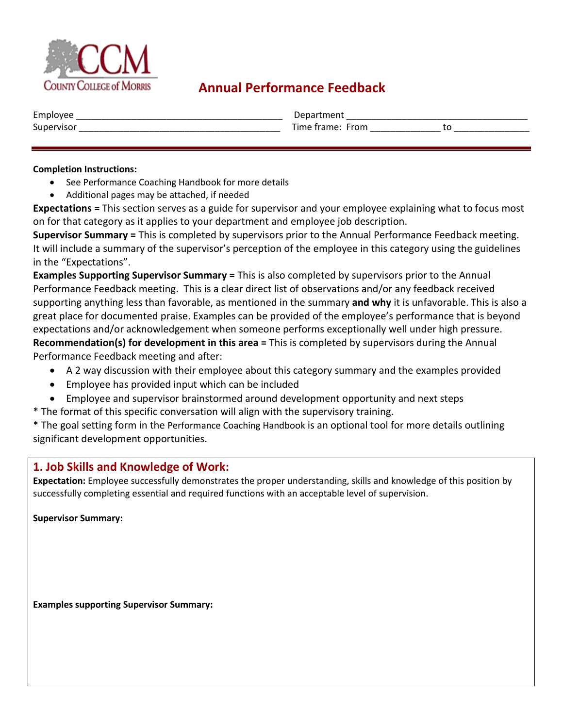# Annual Performance Feedback

Employee ________________________________________ Department ___________________________________

Supervisor ______________________________________ Time frame: From _____________ to ______________

**Completion Instructions:**

- See Performance Coaching Handbook for more details
- Additional pages may be attached, if needed

**Expectations =** This section serves as a guide for supervisor and your employee explaining what to focus most on for that category as it applies to your department and employee job description.

**Supervisor Summary =** This is completed by supervisors prior to the Annual Performance Feedback meeting. It will include a summary of the supervisor's perception of the employee in this category using the guidelines in the "Expectations".

**Examples Supporting Supervisor Summary =** This is also completed by supervisors prior to the Annual Performance Feedback meeting. This is a clear direct list of observations and/or any feedback received supporting anything less than favorable, as mentioned in the summary **and why** it is unfavorable. This is also a great place for documented praise. Examples can be provided of the employee's performance that is beyond expectations and/or acknowledgement when someone performs exceptionally well under high pressure.

**Recommendation(s) for development in this area =** This is completed by supervisors during the Annual Performance Feedback meeting and after:

- A 2 way discussion with their employee about this category summary and the examples provided
- Employee has provided input which can be included
- Employee and supervisor brainstormed around development opportunity and next steps

\* The format of this specific conversation will align with the supervisory training.

\* The goal setting form in the Performance Coaching Handbook is an optional tool for more details outlining significant development opportunities.

## 1. Job Skills and Knowledge of Work:

**Expectation:** Employee successfully demonstrates the proper understanding, skills and knowledge of this position by successfully completing essential and required functions with an acceptable level of supervision.

**Supervisor Summary:**

**Examples supporting Supervisor Summary:**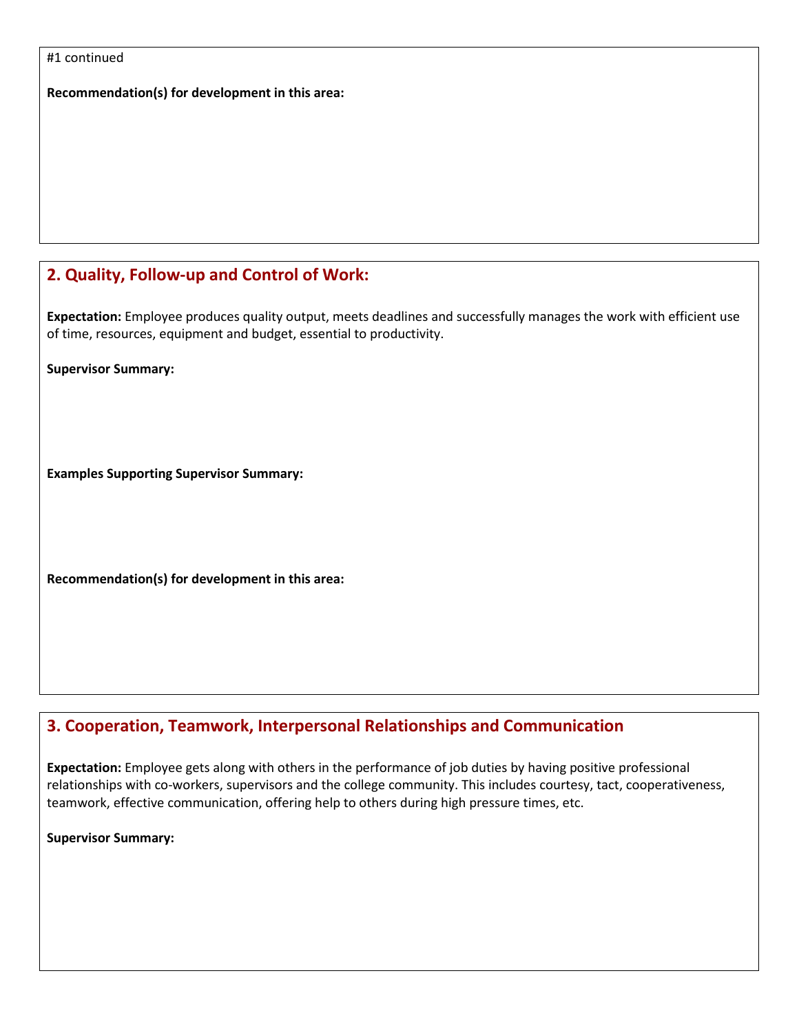#1 continued

**Recommendation(s) for development in this area:**

## 2. Quality, Follow-up and Control of Work:

**Expectation:** Employee produces quality output, meets deadlines and successfully manages the work with efficient use of time, resources, equipment and budget, essential to productivity.

**Supervisor Summary:**

**Examples Supporting Supervisor Summary:**

**Recommendation(s) for development in this area:**

## 3. Cooperation, Teamwork, Interpersonal Relationships and Communication

**Expectation:** Employee gets along with others in the performance of job duties by having positive professional relationships with co-workers, supervisors and the college community. This includes courtesy, tact, cooperativeness, teamwork, effective communication, offering help to others during high pressure times, etc.

**Supervisor Summary:**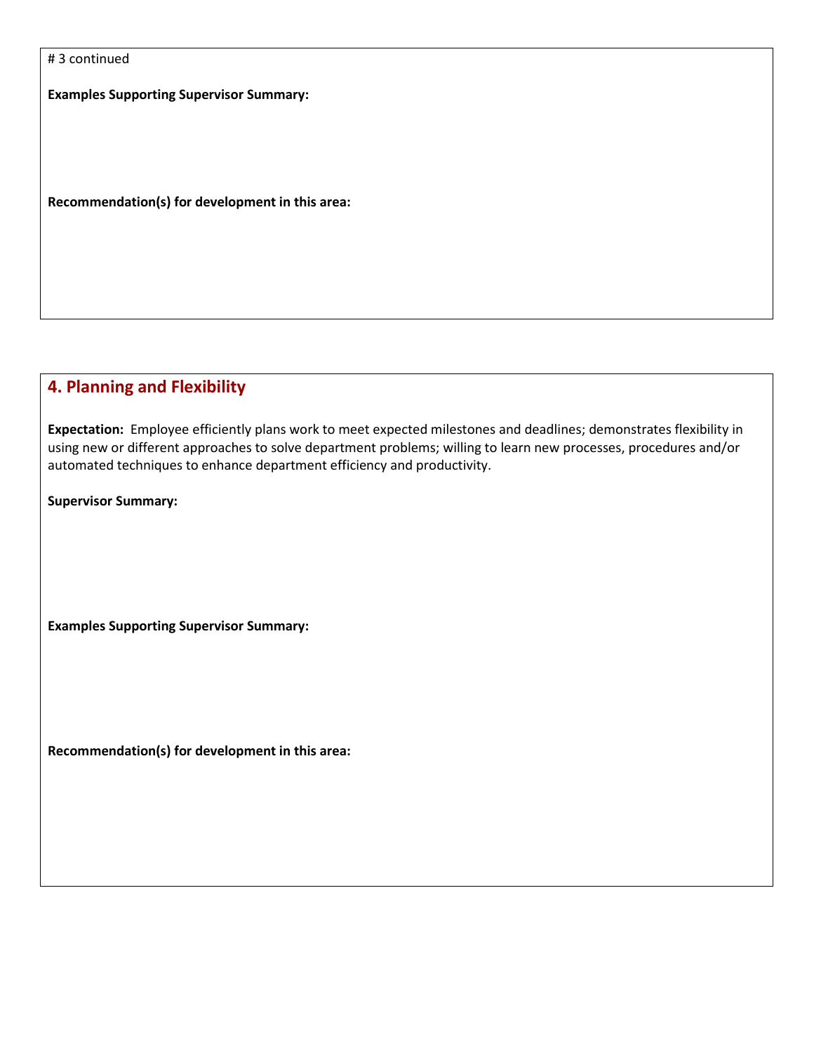# 3 continued

**Examples Supporting Supervisor Summary:**

**Recommendation(s) for development in this area:**

## 4. Planning and Flexibility

**Expectation:** Employee efficiently plans work to meet expected milestones and deadlines; demonstrates flexibility in using new or different approaches to solve department problems; willing to learn new processes, procedures and/or automated techniques to enhance department efficiency and productivity.

**Supervisor Summary:**

**Examples Supporting Supervisor Summary:**

**Recommendation(s) for development in this area:**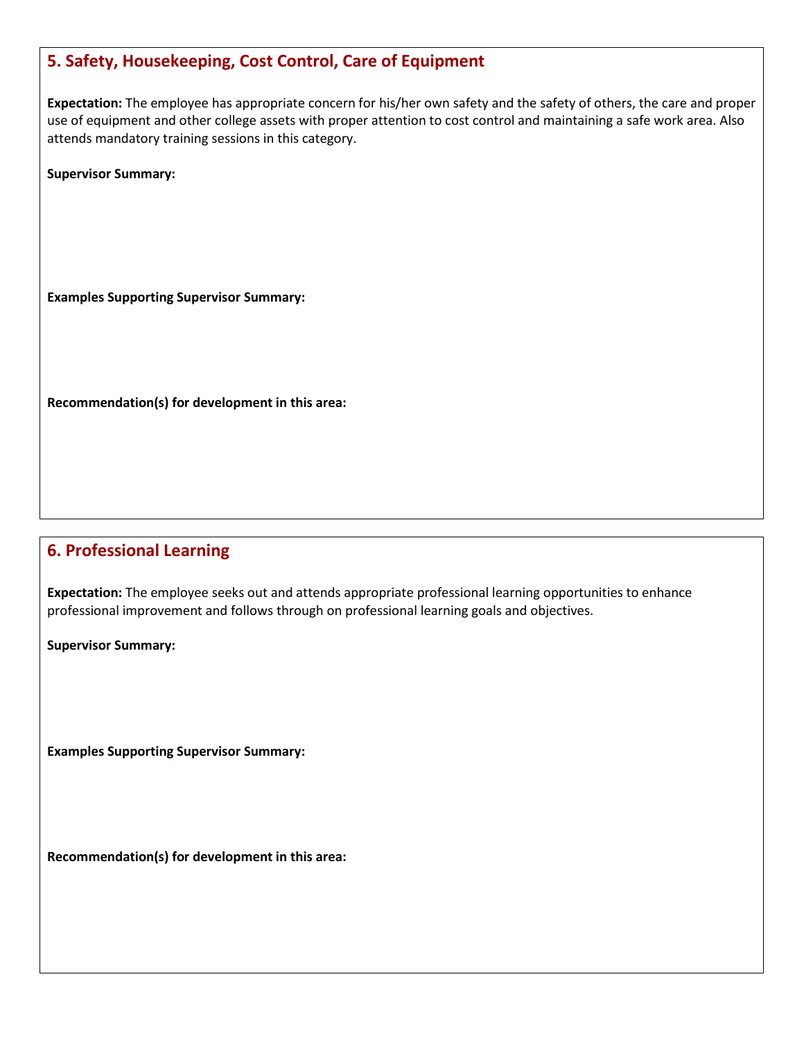## 5. Safety, Housekeeping, Cost Control, Care of Equipment

**Expectation:** The employee has appropriate concern for his/her own safety and the safety of others, the care and proper use of equipment and other college assets with proper attention to cost control and maintaining a safe work area. Also attends mandatory training sessions in this category.

**Supervisor Summary:**

**Examples Supporting Supervisor Summary:**

**Recommendation(s) for development in this area:**

## 6. Professional Learning

**Expectation:** The employee seeks out and attends appropriate professional learning opportunities to enhance professional improvement and follows through on professional learning goals and objectives.

**Supervisor Summary:**

**Examples Supporting Supervisor Summary:**

**Recommendation(s) for development in this area:**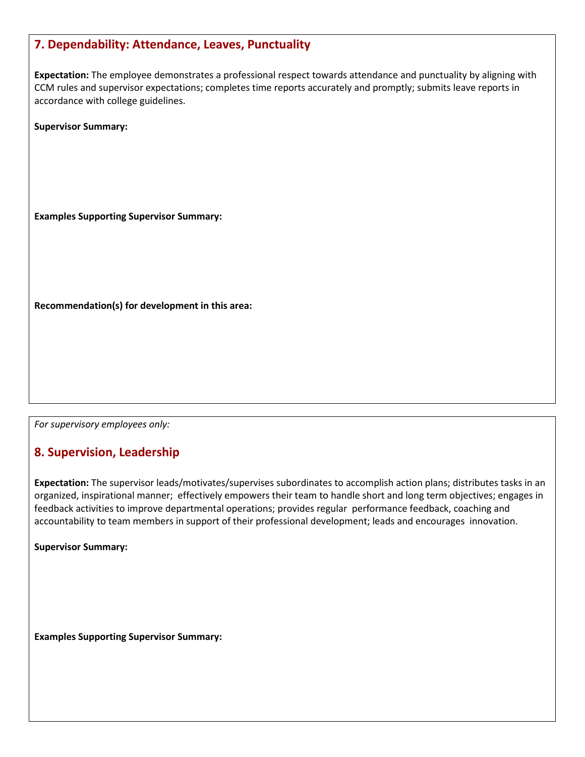## 7. Dependability: Attendance, Leaves, Punctuality

**Expectation:** The employee demonstrates a professional respect towards attendance and punctuality by aligning with CCM rules and supervisor expectations; completes time reports accurately and promptly; submits leave reports in accordance with college guidelines.

**Supervisor Summary:**

**Examples Supporting Supervisor Summary:**

**Recommendation(s) for development in this area:**

*For supervisory employees only:*

## 8. Supervision, Leadership

**Expectation:** The supervisor leads/motivates/supervises subordinates to accomplish action plans; distributes tasks in an organized, inspirational manner; effectively empowers their team to handle short and long term objectives; engages in feedback activities to improve departmental operations; provides regular performance feedback, coaching and accountability to team members in support of their professional development; leads and encourages innovation.

**Supervisor Summary:**

**Examples Supporting Supervisor Summary:**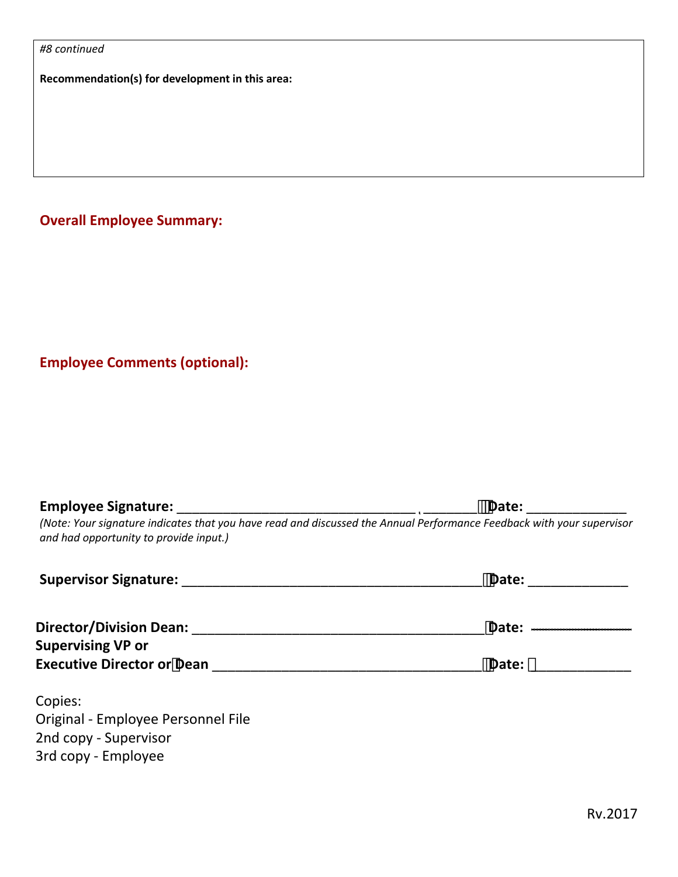*#8 continued*

**Recommendation(s) for development in this area:**

## Overall Employee Summary:

## Employee Comments (optional):

**Employee Signature:** ________________________________ **Date:** _____________

*(Note: Your signature indicates that you have read and discussed the Annual Performance Feedback with your supervisor and had opportunity to provide input.)*

**Supervisor Signature:** ________________________________________ **Date:** _____________

**Director/Division Dean:** ______________________________________ **Date:** _____________

**Supervising VP or Executive Director or Dean** __________________________________ **Date:** _____________

Copies:
Original - Employee Personnel File
2nd copy - Supervisor
3rd copy - Employee

Rv.2017